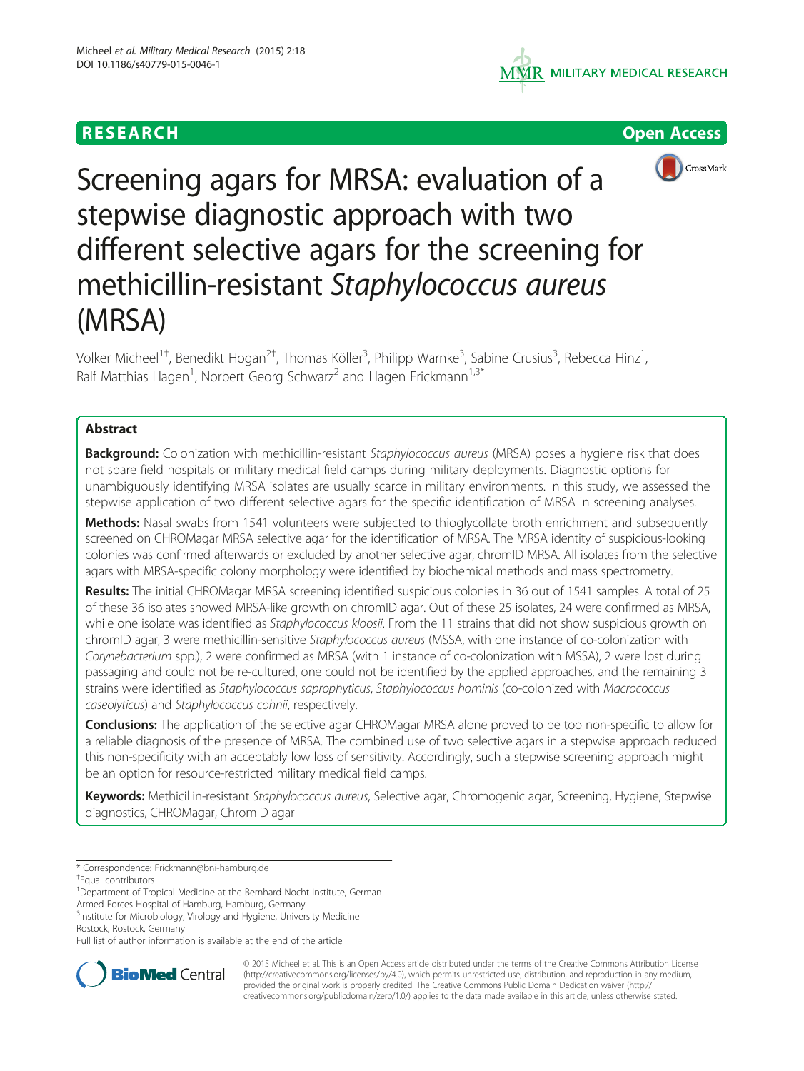**RESEARCH** **Open Access**

# Screening agars for MRSA: evaluation of a stepwise diagnostic approach with two different selective agars for the screening for methicillin-resistant *Staphylococcus aureus* (MRSA)

Volker Micheel[1†], Benedikt Hogan[2†], Thomas Köller[3], Philipp Warnke[3], Sabine Crusius[3], Rebecca Hinz[1], Ralf Matthias Hagen[1], Norbert Georg Schwarz[2] and Hagen Frickmann[1,3*]

## Abstract

**Background:** Colonization with methicillin-resistant *Staphylococcus aureus* (MRSA) poses a hygiene risk that does not spare field hospitals or military medical field camps during military deployments. Diagnostic options for unambiguously identifying MRSA isolates are usually scarce in military environments. In this study, we assessed the stepwise application of two different selective agars for the specific identification of MRSA in screening analyses.

**Methods:** Nasal swabs from 1541 volunteers were subjected to thioglycollate broth enrichment and subsequently screened on CHROMagar MRSA selective agar for the identification of MRSA. The MRSA identity of suspicious-looking colonies was confirmed afterwards or excluded by another selective agar, chromID MRSA. All isolates from the selective agars with MRSA-specific colony morphology were identified by biochemical methods and mass spectrometry.

**Results:** The initial CHROMagar MRSA screening identified suspicious colonies in 36 out of 1541 samples. A total of 25 of these 36 isolates showed MRSA-like growth on chromID agar. Out of these 25 isolates, 24 were confirmed as MRSA, while one isolate was identified as *Staphylococcus kloosii*. From the 11 strains that did not show suspicious growth on chromID agar, 3 were methicillin-sensitive *Staphylococcus aureus* (MSSA, with one instance of co-colonization with *Corynebacterium* spp.), 2 were confirmed as MRSA (with 1 instance of co-colonization with MSSA), 2 were lost during passaging and could not be re-cultured, one could not be identified by the applied approaches, and the remaining 3 strains were identified as *Staphylococcus saprophyticus*, *Staphylococcus hominis* (co-colonized with *Macrococcus caseolyticus*) and *Staphylococcus cohnii*, respectively.

**Conclusions:** The application of the selective agar CHROMagar MRSA alone proved to be too non-specific to allow for a reliable diagnosis of the presence of MRSA. The combined use of two selective agars in a stepwise approach reduced this non-specificity with an acceptably low loss of sensitivity. Accordingly, such a stepwise screening approach might be an option for resource-restricted military medical field camps.

**Keywords:** Methicillin-resistant *Staphylococcus aureus*, Selective agar, Chromogenic agar, Screening, Hygiene, Stepwise diagnostics, CHROMagar, ChromID agar

\* Correspondence: Frickmann@bni-hamburg.de
†Equal contributors
[1]Department of Tropical Medicine at the Bernhard Nocht Institute, German Armed Forces Hospital of Hamburg, Hamburg, Germany
[3]Institute for Microbiology, Virology and Hygiene, University Medicine Rostock, Rostock, Germany
Full list of author information is available at the end of the article

© 2015 Micheel et al. This is an Open Access article distributed under the terms of the Creative Commons Attribution License (http://creativecommons.org/licenses/by/4.0), which permits unrestricted use, distribution, and reproduction in any medium, provided the original work is properly credited. The Creative Commons Public Domain Dedication waiver (http://creativecommons.org/publicdomain/zero/1.0/) applies to the data made available in this article, unless otherwise stated.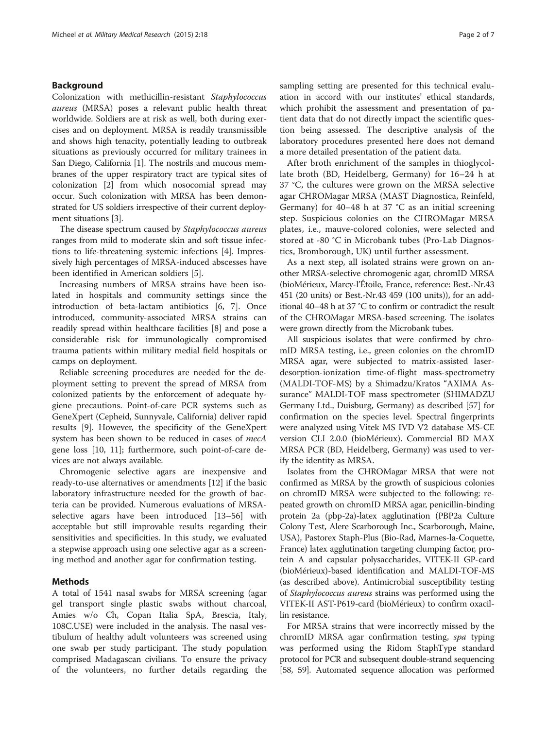## Background

Colonization with methicillin-resistant *Staphylococcus aureus* (MRSA) poses a relevant public health threat worldwide. Soldiers are at risk as well, both during exercises and on deployment. MRSA is readily transmissible and shows high tenacity, potentially leading to outbreak situations as previously occurred for military trainees in San Diego, California [1]. The nostrils and mucous membranes of the upper respiratory tract are typical sites of colonization [2] from which nosocomial spread may occur. Such colonization with MRSA has been demonstrated for US soldiers irrespective of their current deployment situations [3].

The disease spectrum caused by *Staphylococcus aureus* ranges from mild to moderate skin and soft tissue infections to life-threatening systemic infections [4]. Impressively high percentages of MRSA-induced abscesses have been identified in American soldiers [5].

Increasing numbers of MRSA strains have been isolated in hospitals and community settings since the introduction of beta-lactam antibiotics [6, 7]. Once introduced, community-associated MRSA strains can readily spread within healthcare facilities [8] and pose a considerable risk for immunologically compromised trauma patients within military medial field hospitals or camps on deployment.

Reliable screening procedures are needed for the deployment setting to prevent the spread of MRSA from colonized patients by the enforcement of adequate hygiene precautions. Point-of-care PCR systems such as GeneXpert (Cepheid, Sunnyvale, California) deliver rapid results [9]. However, the specificity of the GeneXpert system has been shown to be reduced in cases of *mecA* gene loss [10, 11]; furthermore, such point-of-care devices are not always available.

Chromogenic selective agars are inexpensive and ready-to-use alternatives or amendments [12] if the basic laboratory infrastructure needed for the growth of bacteria can be provided. Numerous evaluations of MRSA-selective agars have been introduced [13–56] with acceptable but still improvable results regarding their sensitivities and specificities. In this study, we evaluated a stepwise approach using one selective agar as a screening method and another agar for confirmation testing.

## Methods

A total of 1541 nasal swabs for MRSA screening (agar gel transport single plastic swabs without charcoal, Amies w/o Ch, Copan Italia SpA, Brescia, Italy, 108C.USE) were included in the analysis. The nasal vestibulum of healthy adult volunteers was screened using one swab per study participant. The study population comprised Madagascan civilians. To ensure the privacy of the volunteers, no further details regarding the sampling setting are presented for this technical evaluation in accord with our institutes' ethical standards, which prohibit the assessment and presentation of patient data that do not directly impact the scientific question being assessed. The descriptive analysis of the laboratory procedures presented here does not demand a more detailed presentation of the patient data.

After broth enrichment of the samples in thioglycollate broth (BD, Heidelberg, Germany) for 16–24 h at 37 °C, the cultures were grown on the MRSA selective agar CHROMagar MRSA (MAST Diagnostica, Reinfeld, Germany) for 40–48 h at 37 °C as an initial screening step. Suspicious colonies on the CHROMagar MRSA plates, i.e., mauve-colored colonies, were selected and stored at -80 °C in Microbank tubes (Pro-Lab Diagnostics, Bromborough, UK) until further assessment.

As a next step, all isolated strains were grown on another MRSA-selective chromogenic agar, chromID MRSA (bioMérieux, Marcy-l'Étoile, France, reference: Best.-Nr.43 451 (20 units) or Best.-Nr.43 459 (100 units)), for an additional 40–48 h at 37 °C to confirm or contradict the result of the CHROMagar MRSA-based screening. The isolates were grown directly from the Microbank tubes.

All suspicious isolates that were confirmed by chromID MRSA testing, i.e., green colonies on the chromID MRSA agar, were subjected to matrix-assisted laser-desorption-ionization time-of-flight mass-spectrometry (MALDI-TOF-MS) by a Shimadzu/Kratos "AXIMA Assurance" MALDI-TOF mass spectrometer (SHIMADZU Germany Ltd., Duisburg, Germany) as described [57] for confirmation on the species level. Spectral fingerprints were analyzed using Vitek MS IVD V2 database MS-CE version CLI 2.0.0 (bioMérieux). Commercial BD MAX MRSA PCR (BD, Heidelberg, Germany) was used to verify the identity as MRSA.

Isolates from the CHROMagar MRSA that were not confirmed as MRSA by the growth of suspicious colonies on chromID MRSA were subjected to the following: repeated growth on chromID MRSA agar, penicillin-binding protein 2a (pbp-2a)-latex agglutination (PBP2a Culture Colony Test, Alere Scarborough Inc., Scarborough, Maine, USA), Pastorex Staph-Plus (Bio-Rad, Marnes-la-Coquette, France) latex agglutination targeting clumping factor, protein A and capsular polysaccharides, VITEK-II GP-card (bioMérieux)-based identification and MALDI-TOF-MS (as described above). Antimicrobial susceptibility testing of *Staphylococcus aureus* strains was performed using the VITEK-II AST-P619-card (bioMérieux) to confirm oxacillin resistance.

For MRSA strains that were incorrectly missed by the chromID MRSA agar confirmation testing, *spa* typing was performed using the Ridom StaphType standard protocol for PCR and subsequent double-strand sequencing [58, 59]. Automated sequence allocation was performed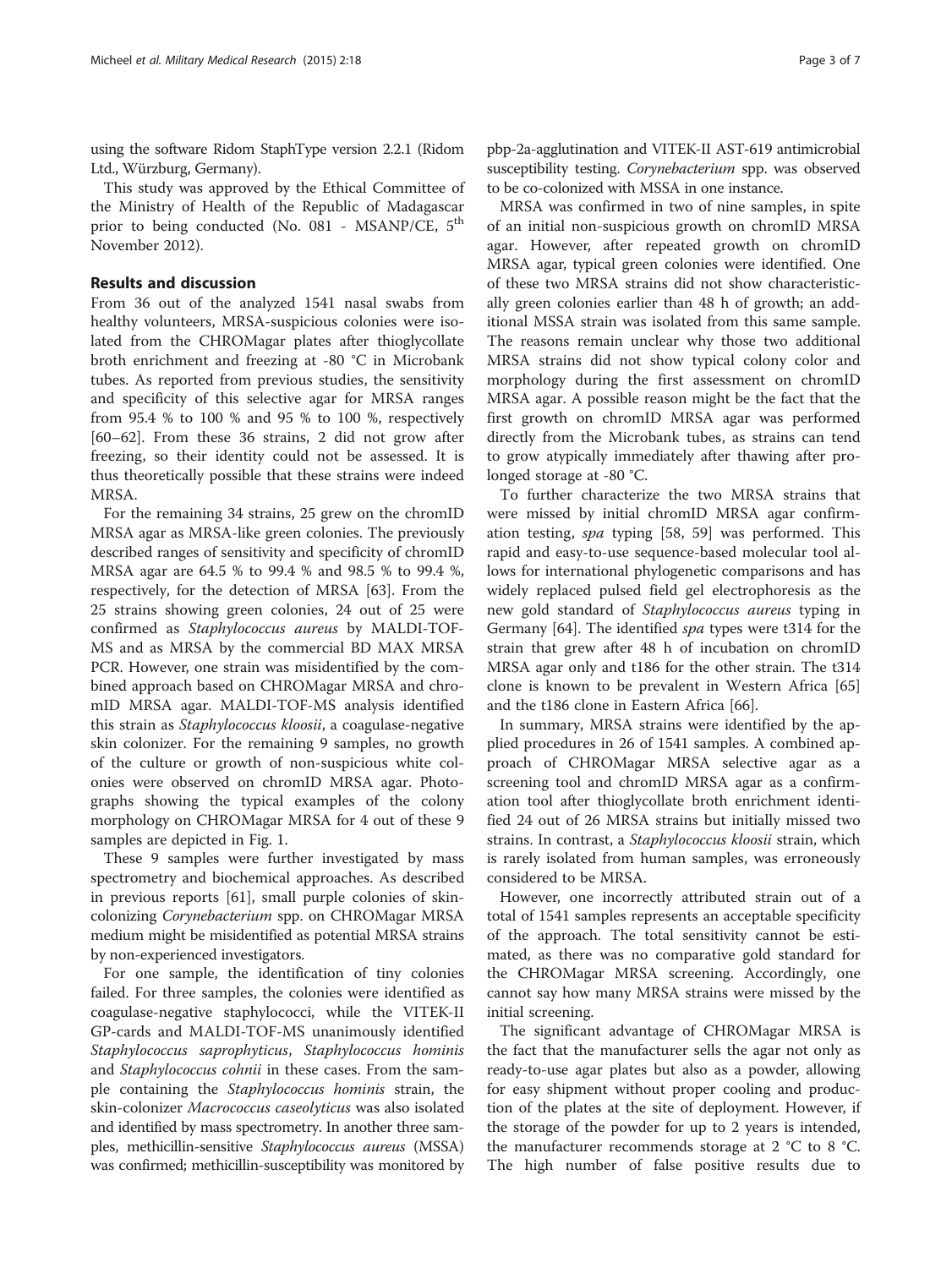using the software Ridom StaphType version 2.2.1 (Ridom Ltd., Würzburg, Germany).

This study was approved by the Ethical Committee of the Ministry of Health of the Republic of Madagascar prior to being conducted (No. 081 - MSANP/CE, 5th November 2012).

## Results and discussion

From 36 out of the analyzed 1541 nasal swabs from healthy volunteers, MRSA-suspicious colonies were isolated from the CHROMagar plates after thioglycollate broth enrichment and freezing at -80 °C in Microbank tubes. As reported from previous studies, the sensitivity and specificity of this selective agar for MRSA ranges from 95.4 % to 100 % and 95 % to 100 %, respectively [60–62]. From these 36 strains, 2 did not grow after freezing, so their identity could not be assessed. It is thus theoretically possible that these strains were indeed MRSA.

For the remaining 34 strains, 25 grew on the chromID MRSA agar as MRSA-like green colonies. The previously described ranges of sensitivity and specificity of chromID MRSA agar are 64.5 % to 99.4 % and 98.5 % to 99.4 %, respectively, for the detection of MRSA [63]. From the 25 strains showing green colonies, 24 out of 25 were confirmed as *Staphylococcus aureus* by MALDI-TOF-MS and as MRSA by the commercial BD MAX MRSA PCR. However, one strain was misidentified by the combined approach based on CHROMagar MRSA and chromID MRSA agar. MALDI-TOF-MS analysis identified this strain as *Staphylococcus kloosii*, a coagulase-negative skin colonizer. For the remaining 9 samples, no growth of the culture or growth of non-suspicious white colonies were observed on chromID MRSA agar. Photographs showing the typical examples of the colony morphology on CHROMagar MRSA for 4 out of these 9 samples are depicted in Fig. 1.

These 9 samples were further investigated by mass spectrometry and biochemical approaches. As described in previous reports [61], small purple colonies of skin-colonizing *Corynebacterium* spp. on CHROMagar MRSA medium might be misidentified as potential MRSA strains by non-experienced investigators.

For one sample, the identification of tiny colonies failed. For three samples, the colonies were identified as coagulase-negative staphylococci, while the VITEK-II GP-cards and MALDI-TOF-MS unanimously identified *Staphylococcus saprophyticus*, *Staphylococcus hominis* and *Staphylococcus cohnii* in these cases. From the sample containing the *Staphylococcus hominis* strain, the skin-colonizer *Macrococcus caseolyticus* was also isolated and identified by mass spectrometry. In another three samples, methicillin-sensitive *Staphylococcus aureus* (MSSA) was confirmed; methicillin-susceptibility was monitored by pbp-2a-agglutination and VITEK-II AST-619 antimicrobial susceptibility testing. *Corynebacterium* spp. was observed to be co-colonized with MSSA in one instance.

MRSA was confirmed in two of nine samples, in spite of an initial non-suspicious growth on chromID MRSA agar. However, after repeated growth on chromID MRSA agar, typical green colonies were identified. One of these two MRSA strains did not show characteristically green colonies earlier than 48 h of growth; an additional MSSA strain was isolated from this same sample. The reasons remain unclear why those two additional MRSA strains did not show typical colony color and morphology during the first assessment on chromID MRSA agar. A possible reason might be the fact that the first growth on chromID MRSA agar was performed directly from the Microbank tubes, as strains can tend to grow atypically immediately after thawing after prolonged storage at -80 °C.

To further characterize the two MRSA strains that were missed by initial chromID MRSA agar confirmation testing, *spa* typing [58, 59] was performed. This rapid and easy-to-use sequence-based molecular tool allows for international phylogenetic comparisons and has widely replaced pulsed field gel electrophoresis as the new gold standard of *Staphylococcus aureus* typing in Germany [64]. The identified *spa* types were t314 for the strain that grew after 48 h of incubation on chromID MRSA agar only and t186 for the other strain. The t314 clone is known to be prevalent in Western Africa [65] and the t186 clone in Eastern Africa [66].

In summary, MRSA strains were identified by the applied procedures in 26 of 1541 samples. A combined approach of CHROMagar MRSA selective agar as a screening tool and chromID MRSA agar as a confirmation tool after thioglycollate broth enrichment identified 24 out of 26 MRSA strains but initially missed two strains. In contrast, a *Staphylococcus kloosii* strain, which is rarely isolated from human samples, was erroneously considered to be MRSA.

However, one incorrectly attributed strain out of a total of 1541 samples represents an acceptable specificity of the approach. The total sensitivity cannot be estimated, as there was no comparative gold standard for the CHROMagar MRSA screening. Accordingly, one cannot say how many MRSA strains were missed by the initial screening.

The significant advantage of CHROMagar MRSA is the fact that the manufacturer sells the agar not only as ready-to-use agar plates but also as a powder, allowing for easy shipment without proper cooling and production of the plates at the site of deployment. However, if the storage of the powder for up to 2 years is intended, the manufacturer recommends storage at 2 °C to 8 °C. The high number of false positive results due to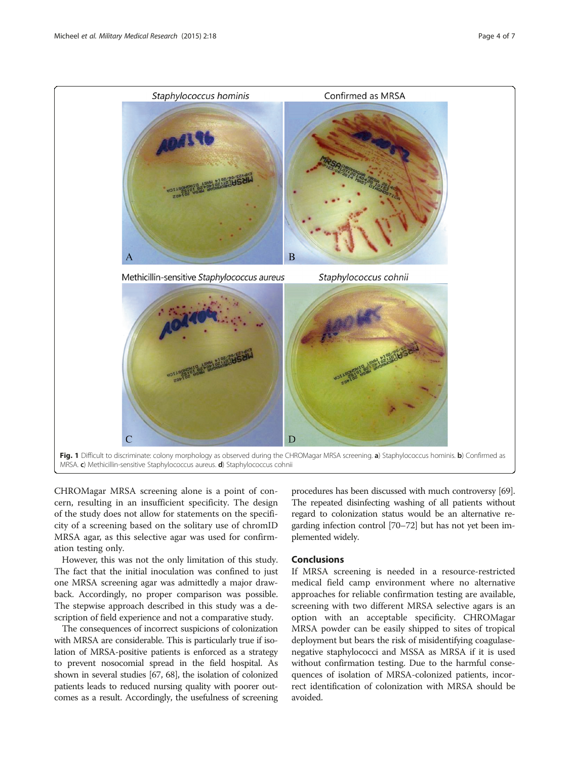Fig. 1 Difficult to discriminate: colony morphology as observed during the CHROMagar MRSA screening. **a**) Staphylococcus hominis. **b**) Confirmed as MRSA. **c**) Methicillin-sensitive Staphylococcus aureus. **d**) Staphylococcus cohnii

CHROMagar MRSA screening alone is a point of concern, resulting in an insufficient specificity. The design of the study does not allow for statements on the specificity of a screening based on the solitary use of chromID MRSA agar, as this selective agar was used for confirmation testing only.

However, this was not the only limitation of this study. The fact that the initial inoculation was confined to just one MRSA screening agar was admittedly a major drawback. Accordingly, no proper comparison was possible. The stepwise approach described in this study was a description of field experience and not a comparative study.

The consequences of incorrect suspicions of colonization with MRSA are considerable. This is particularly true if isolation of MRSA-positive patients is enforced as a strategy to prevent nosocomial spread in the field hospital. As shown in several studies [67, 68], the isolation of colonized patients leads to reduced nursing quality with poorer outcomes as a result. Accordingly, the usefulness of screening procedures has been discussed with much controversy [69]. The repeated disinfecting washing of all patients without regard to colonization status would be an alternative regarding infection control [70–72] but has not yet been implemented widely.

## Conclusions

If MRSA screening is needed in a resource-restricted medical field camp environment where no alternative approaches for reliable confirmation testing are available, screening with two different MRSA selective agars is an option with an acceptable specificity. CHROMagar MRSA powder can be easily shipped to sites of tropical deployment but bears the risk of misidentifying coagulase-negative staphylococci and MSSA as MRSA if it is used without confirmation testing. Due to the harmful consequences of isolation of MRSA-colonized patients, incorrect identification of colonization with MRSA should be avoided.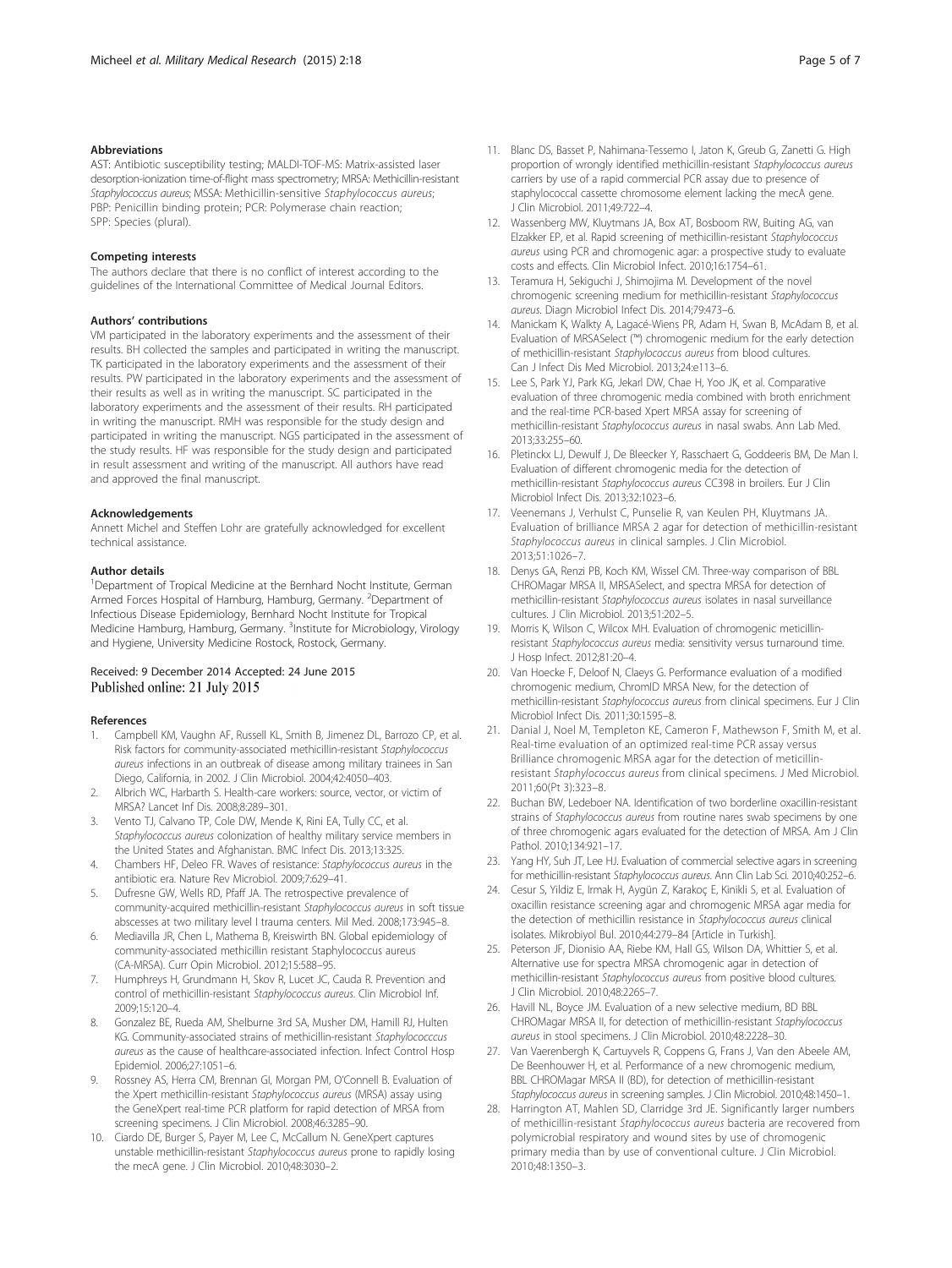### Abbreviations

AST: Antibiotic susceptibility testing; MALDI-TOF-MS: Matrix-assisted laser desorption-ionization time-of-flight mass spectrometry; MRSA: Methicillin-resistant *Staphylococcus aureus*; MSSA: Methicillin-sensitive *Staphylococcus aureus*; PBP: Penicillin binding protein; PCR: Polymerase chain reaction; SPP: Species (plural).

### Competing interests

The authors declare that there is no conflict of interest according to the guidelines of the International Committee of Medical Journal Editors.

### Authors' contributions

VM participated in the laboratory experiments and the assessment of their results. BH collected the samples and participated in writing the manuscript. TK participated in the laboratory experiments and the assessment of their results. PW participated in the laboratory experiments and the assessment of their results as well as in writing the manuscript. SC participated in the laboratory experiments and the assessment of their results. RH participated in writing the manuscript. RMH was responsible for the study design and participated in writing the manuscript. NGS participated in the assessment of the study results. HF was responsible for the study design and participated in result assessment and writing of the manuscript. All authors have read and approved the final manuscript.

### Acknowledgements

Annett Michel and Steffen Lohr are gratefully acknowledged for excellent technical assistance.

### Author details

[1]Department of Tropical Medicine at the Bernhard Nocht Institute, German Armed Forces Hospital of Hamburg, Hamburg, Germany. [2]Department of Infectious Disease Epidemiology, Bernhard Nocht Institute for Tropical Medicine Hamburg, Hamburg, Germany. [3]Institute for Microbiology, Virology and Hygiene, University Medicine Rostock, Rostock, Germany.

Received: 9 December 2014 Accepted: 24 June 2015
Published online: 21 July 2015

### References

1. Campbell KM, Vaughn AF, Russell KL, Smith B, Jimenez DL, Barrozo CP, et al. Risk factors for community-associated methicillin-resistant *Staphylococcus aureus* infections in an outbreak of disease among military trainees in San Diego, California, in 2002. J Clin Microbiol. 2004;42:4050–403.
2. Albrich WC, Harbarth S. Health-care workers: source, vector, or victim of MRSA? Lancet Inf Dis. 2008;8:289–301.
3. Vento TJ, Calvano TP, Cole DW, Mende K, Rini EA, Tully CC, et al. *Staphylococcus aureus* colonization of healthy military service members in the United States and Afghanistan. BMC Infect Dis. 2013;13:325.
4. Chambers HF, Deleo FR. Waves of resistance: *Staphylococcus aureus* in the antibiotic era. Nature Rev Microbiol. 2009;7:629–41.
5. Dufresne GW, Wells RD, Pfaff JA. The retrospective prevalence of community-acquired methicillin-resistant *Staphylococcus aureus* in soft tissue abscesses at two military level I trauma centers. Mil Med. 2008;173:945–8.
6. Mediavilla JR, Chen L, Mathema B, Kreiswirth BN. Global epidemiology of community-associated methicillin resistant Staphylococcus aureus (CA-MRSA). Curr Opin Microbiol. 2012;15:588–95.
7. Humphreys H, Grundmann H, Skov R, Lucet JC, Cauda R. Prevention and control of methicillin-resistant *Staphylococcus aureus*. Clin Microbiol Inf. 2009;15:120–4.
8. Gonzalez BE, Rueda AM, Shelburne 3rd SA, Musher DM, Hamill RJ, Hulten KG. Community-associated strains of methicillin-resistant *Staphylococcus aureus* as the cause of healthcare-associated infection. Infect Control Hosp Epidemiol. 2006;27:1051–6.
9. Rossney AS, Herra CM, Brennan GI, Morgan PM, O'Connell B. Evaluation of the Xpert methicillin-resistant *Staphylococcus aureus* (MRSA) assay using the GeneXpert real-time PCR platform for rapid detection of MRSA from screening specimens. J Clin Microbiol. 2008;46:3285–90.
10. Ciardo DE, Burger S, Payer M, Lee C, McCallum N. GeneXpert captures unstable methicillin-resistant *Staphylococcus aureus* prone to rapidly losing the mecA gene. J Clin Microbiol. 2010;48:3030–2.
11. Blanc DS, Basset P, Nahimana-Tessemo I, Jaton K, Greub G, Zanetti G. High proportion of wrongly identified methicillin-resistant *Staphylococcus aureus* carriers by use of a rapid commercial PCR assay due to presence of staphylococcal cassette chromosome element lacking the mecA gene. J Clin Microbiol. 2011;49:722–4.
12. Wassenberg MW, Kluytmans JA, Box AT, Bosboom RW, Buiting AG, van Elzakker EP, et al. Rapid screening of methicillin-resistant *Staphylococcus aureus* using PCR and chromogenic agar: a prospective study to evaluate costs and effects. Clin Microbiol Infect. 2010;16:1754–61.
13. Teramura H, Sekiguchi J, Shimojima M. Development of the novel chromogenic screening medium for methicillin-resistant *Staphylococcus aureus*. Diagn Microbiol Infect Dis. 2014;79:473–6.
14. Manickam K, Walkty A, Lagacé-Wiens PR, Adam H, Swan B, McAdam B, et al. Evaluation of MRSASelect (™) chromogenic medium for the early detection of methicillin-resistant *Staphylococcus aureus* from blood cultures. Can J Infect Dis Med Microbiol. 2013;24:e113–6.
15. Lee S, Park YJ, Park KG, Jekarl DW, Chae H, Yoo JK, et al. Comparative evaluation of three chromogenic media combined with broth enrichment and the real-time PCR-based Xpert MRSA assay for screening of methicillin-resistant *Staphylococcus aureus* in nasal swabs. Ann Lab Med. 2013;33:255–60.
16. Pletinckx LJ, Dewulf J, De Bleecker Y, Rasschaert G, Goddeeris BM, De Man I. Evaluation of different chromogenic media for the detection of methicillin-resistant *Staphylococcus aureus* CC398 in broilers. Eur J Clin Microbiol Infect Dis. 2013;32:1023–6.
17. Veenemans J, Verhulst C, Punselie R, van Keulen PH, Kluytmans JA. Evaluation of brilliance MRSA 2 agar for detection of methicillin-resistant *Staphylococcus aureus* in clinical samples. J Clin Microbiol. 2013;51:1026–7.
18. Denys GA, Renzi PB, Koch KM, Wissel CM. Three-way comparison of BBL CHROMagar MRSA II, MRSASelect, and spectra MRSA for detection of methicillin-resistant *Staphylococcus aureus* isolates in nasal surveillance cultures. J Clin Microbiol. 2013;51:202–5.
19. Morris K, Wilson C, Wilcox MH. Evaluation of chromogenic meticillin-resistant *Staphylococcus aureus* media: sensitivity versus turnaround time. J Hosp Infect. 2012;81:20–4.
20. Van Hoecke F, Deloof N, Claeys G. Performance evaluation of a modified chromogenic medium, ChromID MRSA New, for the detection of methicillin-resistant *Staphylococcus aureus* from clinical specimens. Eur J Clin Microbiol Infect Dis. 2011;30:1595–8.
21. Danial J, Noel M, Templeton KE, Cameron F, Mathewson F, Smith M, et al. Real-time evaluation of an optimized real-time PCR assay versus Brilliance chromogenic MRSA agar for the detection of meticillin-resistant *Staphylococcus aureus* from clinical specimens. J Med Microbiol. 2011;60(Pt 3):323–8.
22. Buchan BW, Ledeboer NA. Identification of two borderline oxacillin-resistant strains of *Staphylococcus aureus* from routine nares swab specimens by one of three chromogenic agars evaluated for the detection of MRSA. Am J Clin Pathol. 2010;134:921–17.
23. Yang HY, Suh JT, Lee HJ. Evaluation of commercial selective agars in screening for methicillin-resistant *Staphylococcus aureus*. Ann Clin Lab Sci. 2010;40:252–6.
24. Cesur S, Yildiz E, Irmak H, Aygün Z, Karakoç E, Kinikli S, et al. Evaluation of oxacillin resistance screening agar and chromogenic MRSA agar media for the detection of methicillin resistance in *Staphylococcus aureus* clinical isolates. Mikrobiyol Bul. 2010;44:279–84 [Article in Turkish].
25. Peterson JF, Dionisio AA, Riebe KM, Hall GS, Wilson DA, Whittier S, et al. Alternative use for spectra MRSA chromogenic agar in detection of methicillin-resistant *Staphylococcus aureus* from positive blood cultures. J Clin Microbiol. 2010;48:2265–7.
26. Havill NL, Boyce JM. Evaluation of a new selective medium, BD BBL CHROMagar MRSA II, for detection of methicillin-resistant *Staphylococcus aureus* in stool specimens. J Clin Microbiol. 2010;48:2228–30.
27. Van Vaerenbergh K, Cartuyvels R, Coppens G, Frans J, Van den Abeele AM, De Beenhouwer H, et al. Performance of a new chromogenic medium, BBL CHROMagar MRSA II (BD), for detection of methicillin-resistant *Staphylococcus aureus* in screening samples. J Clin Microbiol. 2010;48:1450–1.
28. Harrington AT, Mahlen SD, Clarridge 3rd JE. Significantly larger numbers of methicillin-resistant *Staphylococcus aureus* bacteria are recovered from polymicrobial respiratory and wound sites by use of chromogenic primary media than by use of conventional culture. J Clin Microbiol. 2010;48:1350–3.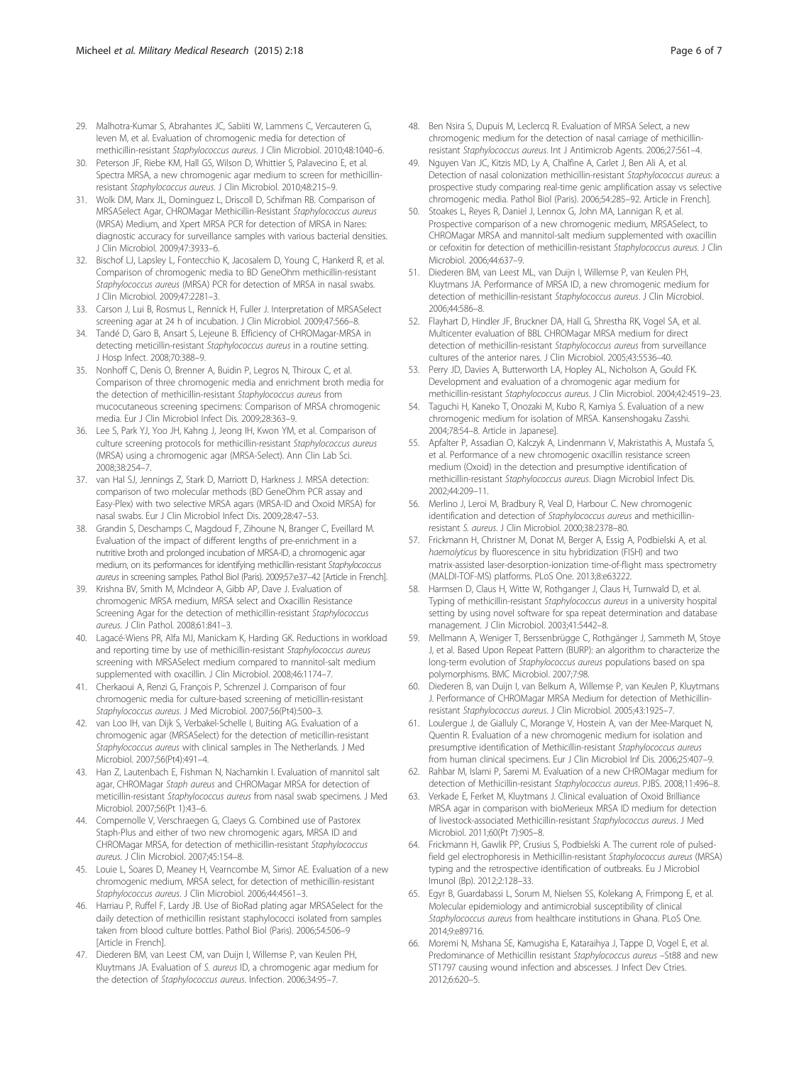29. Malhotra-Kumar S, Abrahantes JC, Sabiiti W, Lammens C, Vercauteren G, Ieven M, et al. Evaluation of chromogenic media for detection of methicillin-resistant *Staphylococcus aureus*. J Clin Microbiol. 2010;48:1040–6.
30. Peterson JF, Riebe KM, Hall GS, Wilson D, Whittier S, Palavecino E, et al. Spectra MRSA, a new chromogenic agar medium to screen for methicillin-resistant *Staphylococcus aureus*. J Clin Microbiol. 2010;48:215–9.
31. Wolk DM, Marx JL, Dominguez L, Driscoll D, Schifman RB. Comparison of MRSASelect Agar, CHROMagar Methicillin-Resistant *Staphylococcus aureus* (MRSA) Medium, and Xpert MRSA PCR for detection of MRSA in Nares: diagnostic accuracy for surveillance samples with various bacterial densities. J Clin Microbiol. 2009;47:3933–6.
32. Bischof LJ, Lapsley L, Fontecchio K, Jacosalem D, Young C, Hankerd R, et al. Comparison of chromogenic media to BD GeneOhm methicillin-resistant *Staphylococcus aureus* (MRSA) PCR for detection of MRSA in nasal swabs. J Clin Microbiol. 2009;47:2281–3.
33. Carson J, Lui B, Rosmus L, Rennick H, Fuller J. Interpretation of MRSASelect screening agar at 24 h of incubation. J Clin Microbiol. 2009;47:566–8.
34. Tandé D, Garo B, Ansart S, Lejeune B. Efficiency of CHROMagar-MRSA in detecting meticillin-resistant *Staphylococcus aureus* in a routine setting. J Hosp Infect. 2008;70:388–9.
35. Nonhoff C, Denis O, Brenner A, Buidin P, Legros N, Thiroux C, et al. Comparison of three chromogenic media and enrichment broth media for the detection of methicillin-resistant *Staphylococcus aureus* from mucocutaneous screening specimens: Comparison of MRSA chromogenic media. Eur J Clin Microbiol Infect Dis. 2009;28:363–9.
36. Lee S, Park YJ, Yoo JH, Kahng J, Jeong IH, Kwon YM, et al. Comparison of culture screening protocols for methicillin-resistant *Staphylococcus aureus* (MRSA) using a chromogenic agar (MRSA-Select). Ann Clin Lab Sci. 2008;38:254–7.
37. van Hal SJ, Jennings Z, Stark D, Marriott D, Harkness J. MRSA detection: comparison of two molecular methods (BD GeneOhm PCR assay and Easy-Plex) with two selective MRSA agars (MRSA-ID and Oxoid MRSA) for nasal swabs. Eur J Clin Microbiol Infect Dis. 2009;28:47–53.
38. Grandin S, Deschamps C, Magdoud F, Zihoune N, Branger C, Eveillard M. Evaluation of the impact of different lengths of pre-enrichment in a nutritive broth and prolonged incubation of MRSA-ID, a chromogenic agar medium, on its performances for identifying methicillin-resistant *Staphylococcus aureus* in screening samples. Pathol Biol (Paris). 2009;57:e37–42 [Article in French].
39. Krishna BV, Smith M, McIndeor A, Gibb AP, Dave J. Evaluation of chromogenic MRSA medium, MRSA select and Oxacillin Resistance Screening Agar for the detection of methicillin-resistant *Staphylococcus aureus*. J Clin Pathol. 2008;61:841–3.
40. Lagacé-Wiens PR, Alfa MJ, Manickam K, Harding GK. Reductions in workload and reporting time by use of methicillin-resistant *Staphylococcus aureus* screening with MRSASelect medium compared to mannitol-salt medium supplemented with oxacillin. J Clin Microbiol. 2008;46:1174–7.
41. Cherkaoui A, Renzi G, François P, Schrenzel J. Comparison of four chromogenic media for culture-based screening of meticillin-resistant *Staphylococcus aureus*. J Med Microbiol. 2007;56(Pt4):500–3.
42. van Loo IH, van Dijk S, Verbakel-Schelle I, Buiting AG. Evaluation of a chromogenic agar (MRSASelect) for the detection of meticillin-resistant *Staphylococcus aureus* with clinical samples in The Netherlands. J Med Microbiol. 2007;56(Pt4):491–4.
43. Han Z, Lautenbach E, Fishman N, Nachamkin I. Evaluation of mannitol salt agar, CHROMagar *Staph aureus* and CHROMagar MRSA for detection of meticillin-resistant *Staphylococcus aureus* from nasal swab specimens. J Med Microbiol. 2007;56(Pt 1):43–6.
44. Compernolle V, Verschraegen G, Claeys G. Combined use of Pastorex Staph-Plus and either of two new chromogenic agars, MRSA ID and CHROMagar MRSA, for detection of methicillin-resistant *Staphylococcus aureus*. J Clin Microbiol. 2007;45:154–8.
45. Louie L, Soares D, Meaney H, Vearncombe M, Simor AE. Evaluation of a new chromogenic medium, MRSA select, for detection of methicillin-resistant *Staphylococcus aureus*. J Clin Microbiol. 2006;44:4561–3.
46. Harriau P, Ruffel F, Lardy JB. Use of BioRad plating agar MRSASelect for the daily detection of methicillin resistant staphylococci isolated from samples taken from blood culture bottles. Pathol Biol (Paris). 2006;54:506–9 [Article in French].
47. Diederen BM, van Leest CM, van Duijn I, Willemse P, van Keulen PH, Kluytmans JA. Evaluation of *S. aureus* ID, a chromogenic agar medium for the detection of *Staphylococcus aureus*. Infection. 2006;34:95–7.
48. Ben Nsira S, Dupuis M, Leclercq R. Evaluation of MRSA Select, a new chromogenic medium for the detection of nasal carriage of methicillin-resistant *Staphylococcus aureus*. Int J Antimicrob Agents. 2006;27:561–4.
49. Nguyen Van JC, Kitzis MD, Ly A, Chalfine A, Carlet J, Ben Ali A, et al. Detection of nasal colonization methicillin-resistant *Staphylococcus aureus*: a prospective study comparing real-time genic amplification assay vs selective chromogenic media. Pathol Biol (Paris). 2006;54:285–92. Article in French].
50. Stoakes L, Reyes R, Daniel J, Lennox G, John MA, Lannigan R, et al. Prospective comparison of a new chromogenic medium, MRSASelect, to CHROMagar MRSA and mannitol-salt medium supplemented with oxacillin or cefoxitin for detection of methicillin-resistant *Staphylococcus aureus*. J Clin Microbiol. 2006;44:637–9.
51. Diederen BM, van Leest ML, van Duijn I, Willemse P, van Keulen PH, Kluytmans JA. Performance of MRSA ID, a new chromogenic medium for detection of methicillin-resistant *Staphylococcus aureus*. J Clin Microbiol. 2006;44:586–8.
52. Flayhart D, Hindler JF, Bruckner DA, Hall G, Shrestha RK, Vogel SA, et al. Multicenter evaluation of BBL CHROMagar MRSA medium for direct detection of methicillin-resistant *Staphylococcus aureus* from surveillance cultures of the anterior nares. J Clin Microbiol. 2005;43:5536–40.
53. Perry JD, Davies A, Butterworth LA, Hopley AL, Nicholson A, Gould FK. Development and evaluation of a chromogenic agar medium for methicillin-resistant *Staphylococcus aureus*. J Clin Microbiol. 2004;42:4519–23.
54. Taguchi H, Kaneko T, Onozaki M, Kubo R, Kamiya S. Evaluation of a new chromogenic medium for isolation of MRSA. Kansenshogaku Zasshi. 2004;78:54–8. Article in Japanese].
55. Apfalter P, Assadian O, Kalczyk A, Lindenmann V, Makristathis A, Mustafa S, et al. Performance of a new chromogenic oxacillin resistance screen medium (Oxoid) in the detection and presumptive identification of methicillin-resistant *Staphylococcus aureus*. Diagn Microbiol Infect Dis. 2002;44:209–11.
56. Merlino J, Leroi M, Bradbury R, Veal D, Harbour C. New chromogenic identification and detection of *Staphylococcus aureus* and methicillin-resistant *S. aureus*. J Clin Microbiol. 2000;38:2378–80.
57. Frickmann H, Christner M, Donat M, Berger A, Essig A, Podbielski A, et al. *haemolyticus* by fluorescence in situ hybridization (FISH) and two matrix-assisted laser-desorption-ionization time-of-flight mass spectrometry (MALDI-TOF-MS) platforms. PLoS One. 2013;8:e63222.
58. Harmsen D, Claus H, Witte W, Rothganger J, Claus H, Turnwald D, et al. Typing of methicillin-resistant *Staphylococcus aureus* in a university hospital setting by using novel software for spa repeat determination and database management. J Clin Microbiol. 2003;41:5442–8.
59. Mellmann A, Weniger T, Berssenbrügge C, Rothgänger J, Sammeth M, Stoye J, et al. Based Upon Repeat Pattern (BURP): an algorithm to characterize the long-term evolution of *Staphylococcus aureus* populations based on spa polymorphisms. BMC Microbiol. 2007;7:98.
60. Diederen B, van Duijn I, van Belkum A, Willemse P, van Keulen P, Kluytmans J. Performance of CHROMagar MRSA Medium for detection of Methicillin-resistant *Staphylococcus aureus*. J Clin Microbiol. 2005;43:1925–7.
61. Loulergue J, de Gialluly C, Morange V, Hostein A, van der Mee-Marquet N, Quentin R. Evaluation of a new chromogenic medium for isolation and presumptive identification of Methicillin-resistant *Staphylococcus aureus* from human clinical specimens. Eur J Clin Microbiol Inf Dis. 2006;25:407–9.
62. Rahbar M, Islami P, Saremi M. Evaluation of a new CHROMagar medium for detection of Methicillin-resistant *Staphylococcus aureus*. PJBS. 2008;11:496–8.
63. Verkade E, Ferket M, Kluytmans J. Clinical evaluation of Oxoid Brilliance MRSA agar in comparison with bioMerieux MRSA ID medium for detection of livestock-associated Methicillin-resistant *Staphylococcus aureus*. J Med Microbiol. 2011;60(Pt 7):905–8.
64. Frickmann H, Gawlik PP, Crusius S, Podbielski A. The current role of pulsed-field gel electrophoresis in Methicillin-resistant *Staphylococcus aureus* (MRSA) typing and the retrospective identification of outbreaks. Eu J Microbiol Imunol (Bp). 2012;2:128–33.
65. Egyr B, Guardabassi L, Sorum M, Nielsen SS, Kolekang A, Frimpong E, et al. Molecular epidemiology and antimicrobial susceptibility of clinical *Staphylococcus aureus* from healthcare institutions in Ghana. PLoS One. 2014;9:e89716.
66. Moremi N, Mshana SE, Kamugisha E, Kataraihya J, Tappe D, Vogel E, et al. Predominance of Methicillin resistant *Staphylococcus aureus* –St88 and new ST1797 causing wound infection and abscesses. J Infect Dev Ctries. 2012;6:620–5.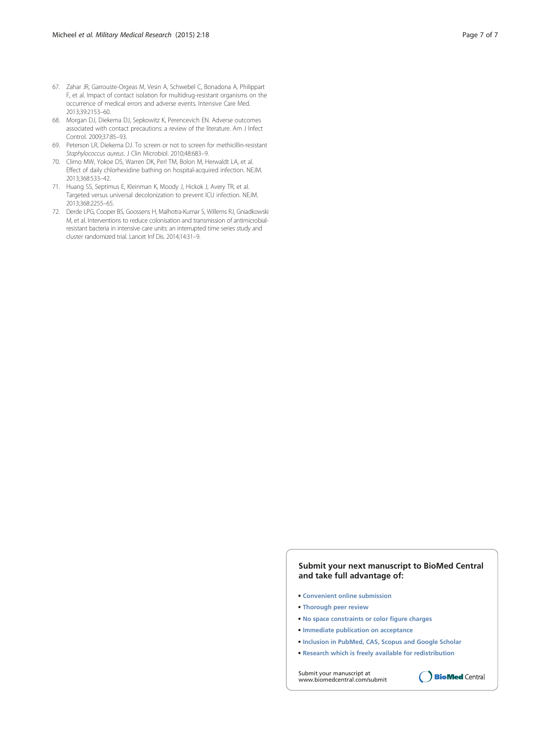67. Zahar JR, Garrouste-Orgeas M, Vesin A, Schwebel C, Bonadona A, Philippart F, et al. Impact of contact isolation for multidrug-resistant organisms on the occurrence of medical errors and adverse events. Intensive Care Med. 2013;39:2153–60.
68. Morgan DJ, Diekema DJ, Sepkowitz K, Perencevich EN. Adverse outcomes associated with contact precautions: a review of the literature. Am J Infect Control. 2009;37:85–93.
69. Peterson LR, Diekema DJ. To screen or not to screen for methicillin-resistant *Staphylococcus aureus*. J Clin Microbiol. 2010;48:683–9.
70. Climo MW, Yokoe DS, Warren DK, Perl TM, Bolon M, Herwaldt LA, et al. Effect of daily chlorhexidine bathing on hospital-acquired infection. NEJM. 2013;368:533–42.
71. Huang SS, Septimus E, Kleinman K, Moody J, Hickok J, Avery TR, et al. Targeted versus universal decolonization to prevent ICU infection. NEJM. 2013;368:2255–65.
72. Derde LPG, Cooper BS, Goossens H, Malhotra-Kumar S, Willems RJ, Gniadkowski M, et al. Interventions to reduce colonisation and transmission of antimicrobial-resistant bacteria in intensive care units: an interrupted time series study and cluster randomized trial. Lancet Inf Dis. 2014;14:31–9.

**Submit your next manuscript to BioMed Central and take full advantage of:**

- **Convenient online submission**
- **Thorough peer review**
- **No space constraints or color figure charges**
- **Immediate publication on acceptance**
- **Inclusion in PubMed, CAS, Scopus and Google Scholar**
- **Research which is freely available for redistribution**

Submit your manuscript at
www.biomedcentral.com/submit

BioMed Central